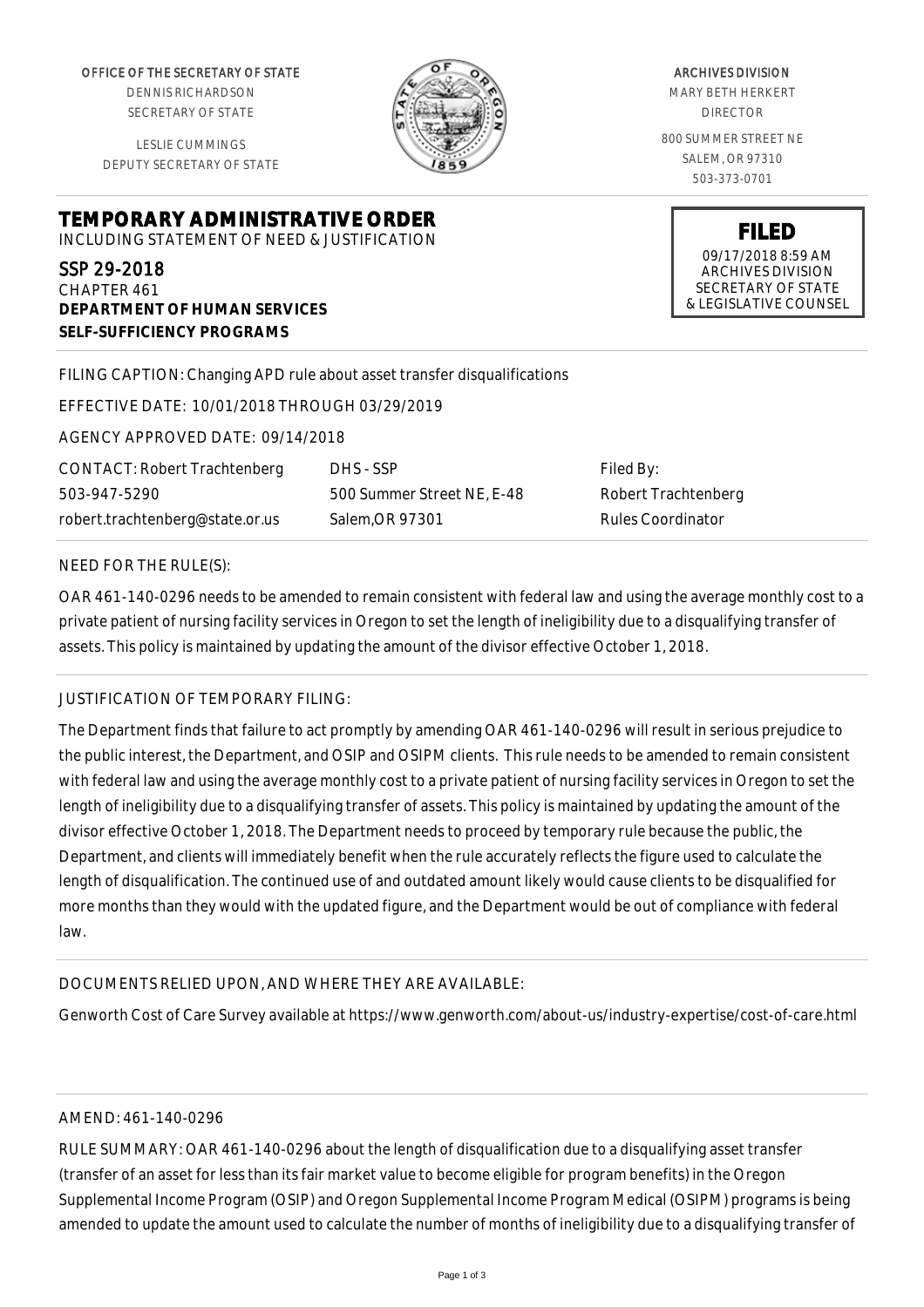OFFICE OF THE SECRETARY OF STATE
DENNIS RICHARDSON
SECRETARY OF STATE

LESLIE CUMMINGS
DEPUTY SECRETARY OF STATE

ARCHIVES DIVISION
MARY BETH HERKERT
DIRECTOR

800 SUMMER STREET NE
SALEM, OR 97310
503-373-0701

**FILED**
09/17/2018 8:59 AM
ARCHIVES DIVISION
SECRETARY OF STATE
& LEGISLATIVE COUNSEL

# TEMPORARY ADMINISTRATIVE ORDER

INCLUDING STATEMENT OF NEED & JUSTIFICATION

SSP 29-2018
CHAPTER 461
**DEPARTMENT OF HUMAN SERVICES**
**SELF-SUFFICIENCY PROGRAMS**

FILING CAPTION: Changing APD rule about asset transfer disqualifications

EFFECTIVE DATE: 10/01/2018 THROUGH 03/29/2019

AGENCY APPROVED DATE: 09/14/2018

| CONTACT: Robert Trachtenberg | DHS - SSP | Filed By: |
|---|---|---|
| 503-947-5290 | 500 Summer Street NE, E-48 | Robert Trachtenberg |
| robert.trachtenberg@state.or.us | Salem,OR 97301 | Rules Coordinator |

NEED FOR THE RULE(S):

OAR 461-140-0296 needs to be amended to remain consistent with federal law and using the average monthly cost to a private patient of nursing facility services in Oregon to set the length of ineligibility due to a disqualifying transfer of assets. This policy is maintained by updating the amount of the divisor effective October 1, 2018.

JUSTIFICATION OF TEMPORARY FILING:

The Department finds that failure to act promptly by amending OAR 461-140-0296 will result in serious prejudice to the public interest, the Department, and OSIP and OSIPM clients. This rule needs to be amended to remain consistent with federal law and using the average monthly cost to a private patient of nursing facility services in Oregon to set the length of ineligibility due to a disqualifying transfer of assets. This policy is maintained by updating the amount of the divisor effective October 1, 2018. The Department needs to proceed by temporary rule because the public, the Department, and clients will immediately benefit when the rule accurately reflects the figure used to calculate the length of disqualification. The continued use of and outdated amount likely would cause clients to be disqualified for more months than they would with the updated figure, and the Department would be out of compliance with federal law.

DOCUMENTS RELIED UPON, AND WHERE THEY ARE AVAILABLE:

Genworth Cost of Care Survey available at https://www.genworth.com/about-us/industry-expertise/cost-of-care.html

AMEND: 461-140-0296

RULE SUMMARY: OAR 461-140-0296 about the length of disqualification due to a disqualifying asset transfer (transfer of an asset for less than its fair market value to become eligible for program benefits) in the Oregon Supplemental Income Program (OSIP) and Oregon Supplemental Income Program Medical (OSIPM) programs is being amended to update the amount used to calculate the number of months of ineligibility due to a disqualifying transfer of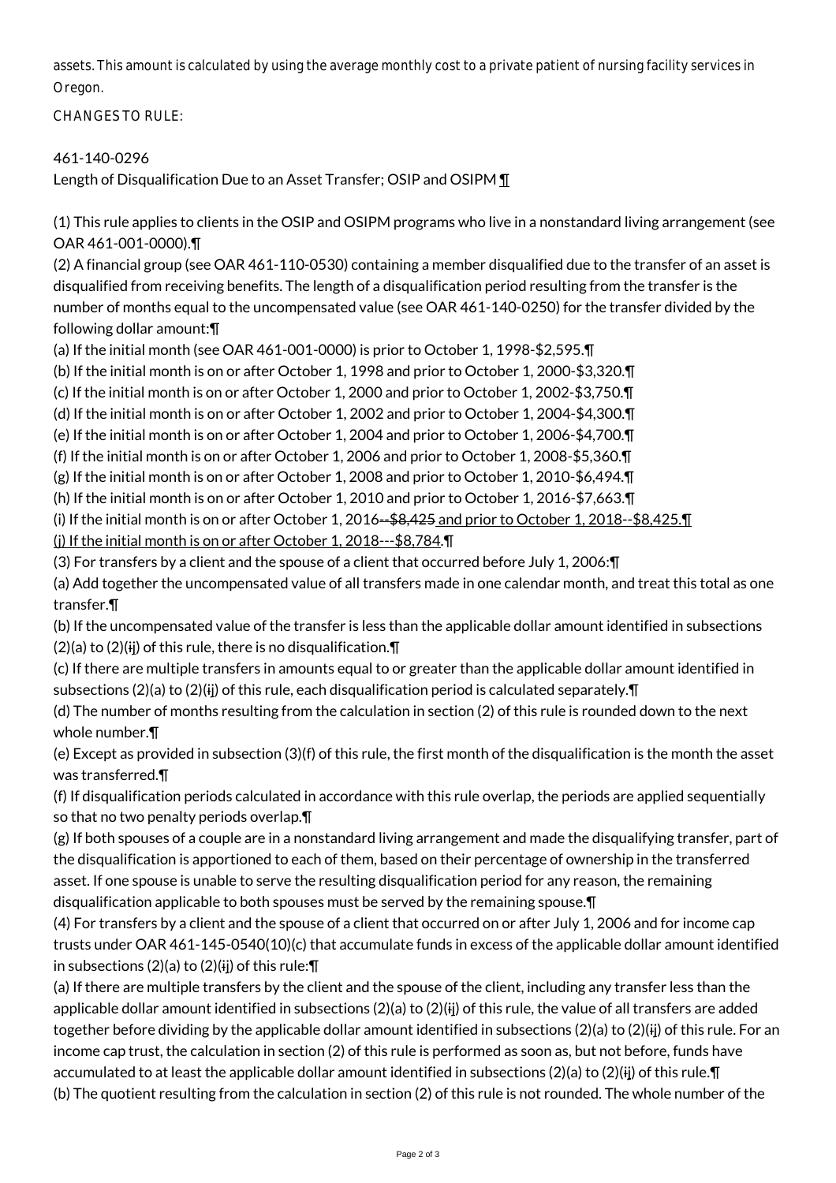assets. This amount is calculated by using the average monthly cost to a private patient of nursing facility services in Oregon.

CHANGES TO RULE:

461-140-0296
Length of Disqualification Due to an Asset Transfer; OSIP and OSIPM ¶

(1) This rule applies to clients in the OSIP and OSIPM programs who live in a nonstandard living arrangement (see OAR 461-001-0000).¶
(2) A financial group (see OAR 461-110-0530) containing a member disqualified due to the transfer of an asset is disqualified from receiving benefits. The length of a disqualification period resulting from the transfer is the number of months equal to the uncompensated value (see OAR 461-140-0250) for the transfer divided by the following dollar amount:¶
(a) If the initial month (see OAR 461-001-0000) is prior to October 1, 1998-$2,595.¶
(b) If the initial month is on or after October 1, 1998 and prior to October 1, 2000-$3,320.¶
(c) If the initial month is on or after October 1, 2000 and prior to October 1, 2002-$3,750.¶
(d) If the initial month is on or after October 1, 2002 and prior to October 1, 2004-$4,300.¶
(e) If the initial month is on or after October 1, 2004 and prior to October 1, 2006-$4,700.¶
(f) If the initial month is on or after October 1, 2006 and prior to October 1, 2008-$5,360.¶
(g) If the initial month is on or after October 1, 2008 and prior to October 1, 2010-$6,494.¶
(h) If the initial month is on or after October 1, 2010 and prior to October 1, 2016-$7,663.¶
(i) If the initial month is on or after October 1, 2016~~--$8,425~~ and prior to October 1, 2018--$8,425.¶
(j) If the initial month is on or after October 1, 2018---$8,784.¶
(3) For transfers by a client and the spouse of a client that occurred before July 1, 2006:¶
(a) Add together the uncompensated value of all transfers made in one calendar month, and treat this total as one transfer.¶
(b) If the uncompensated value of the transfer is less than the applicable dollar amount identified in subsections (2)(a) to (2)(~~i~~j) of this rule, there is no disqualification.¶
(c) If there are multiple transfers in amounts equal to or greater than the applicable dollar amount identified in subsections (2)(a) to (2)(~~i~~j) of this rule, each disqualification period is calculated separately.¶
(d) The number of months resulting from the calculation in section (2) of this rule is rounded down to the next whole number.¶
(e) Except as provided in subsection (3)(f) of this rule, the first month of the disqualification is the month the asset was transferred.¶
(f) If disqualification periods calculated in accordance with this rule overlap, the periods are applied sequentially so that no two penalty periods overlap.¶
(g) If both spouses of a couple are in a nonstandard living arrangement and made the disqualifying transfer, part of the disqualification is apportioned to each of them, based on their percentage of ownership in the transferred asset. If one spouse is unable to serve the resulting disqualification period for any reason, the remaining disqualification applicable to both spouses must be served by the remaining spouse.¶
(4) For transfers by a client and the spouse of a client that occurred on or after July 1, 2006 and for income cap trusts under OAR 461-145-0540(10)(c) that accumulate funds in excess of the applicable dollar amount identified in subsections (2)(a) to (2)(~~i~~j) of this rule:¶
(a) If there are multiple transfers by the client and the spouse of the client, including any transfer less than the applicable dollar amount identified in subsections (2)(a) to (2)(~~i~~j) of this rule, the value of all transfers are added together before dividing by the applicable dollar amount identified in subsections (2)(a) to (2)(~~i~~j) of this rule. For an income cap trust, the calculation in section (2) of this rule is performed as soon as, but not before, funds have accumulated to at least the applicable dollar amount identified in subsections (2)(a) to (2)(~~i~~j) of this rule.¶
(b) The quotient resulting from the calculation in section (2) of this rule is not rounded. The whole number of the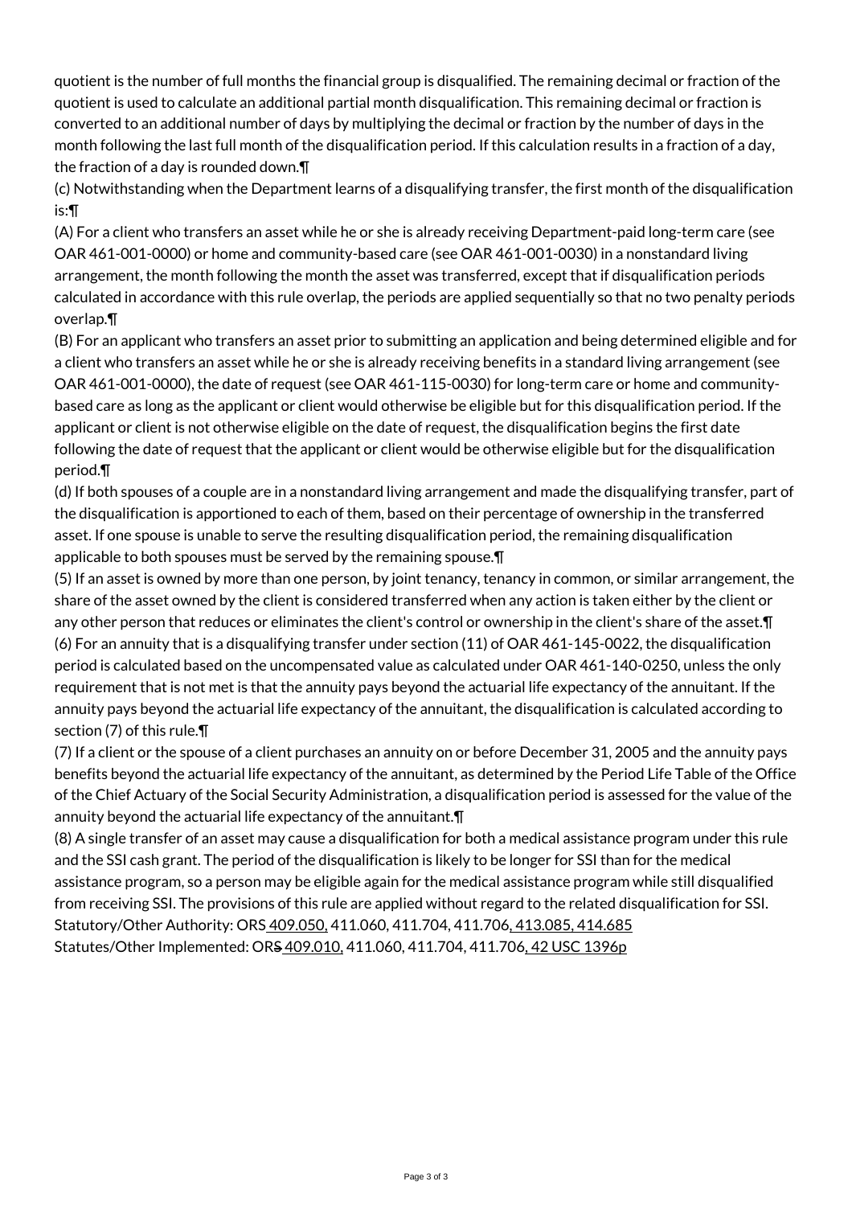quotient is the number of full months the financial group is disqualified. The remaining decimal or fraction of the quotient is used to calculate an additional partial month disqualification. This remaining decimal or fraction is converted to an additional number of days by multiplying the decimal or fraction by the number of days in the month following the last full month of the disqualification period. If this calculation results in a fraction of a day, the fraction of a day is rounded down.¶

(c) Notwithstanding when the Department learns of a disqualifying transfer, the first month of the disqualification is:¶

(A) For a client who transfers an asset while he or she is already receiving Department-paid long-term care (see OAR 461-001-0000) or home and community-based care (see OAR 461-001-0030) in a nonstandard living arrangement, the month following the month the asset was transferred, except that if disqualification periods calculated in accordance with this rule overlap, the periods are applied sequentially so that no two penalty periods overlap.¶

(B) For an applicant who transfers an asset prior to submitting an application and being determined eligible and for a client who transfers an asset while he or she is already receiving benefits in a standard living arrangement (see OAR 461-001-0000), the date of request (see OAR 461-115-0030) for long-term care or home and community-based care as long as the applicant or client would otherwise be eligible but for this disqualification period. If the applicant or client is not otherwise eligible on the date of request, the disqualification begins the first date following the date of request that the applicant or client would be otherwise eligible but for the disqualification period.¶

(d) If both spouses of a couple are in a nonstandard living arrangement and made the disqualifying transfer, part of the disqualification is apportioned to each of them, based on their percentage of ownership in the transferred asset. If one spouse is unable to serve the resulting disqualification period, the remaining disqualification applicable to both spouses must be served by the remaining spouse.¶

(5) If an asset is owned by more than one person, by joint tenancy, tenancy in common, or similar arrangement, the share of the asset owned by the client is considered transferred when any action is taken either by the client or any other person that reduces or eliminates the client's control or ownership in the client's share of the asset.¶

(6) For an annuity that is a disqualifying transfer under section (11) of OAR 461-145-0022, the disqualification period is calculated based on the uncompensated value as calculated under OAR 461-140-0250, unless the only requirement that is not met is that the annuity pays beyond the actuarial life expectancy of the annuitant. If the annuity pays beyond the actuarial life expectancy of the annuitant, the disqualification is calculated according to section (7) of this rule.¶

(7) If a client or the spouse of a client purchases an annuity on or before December 31, 2005 and the annuity pays benefits beyond the actuarial life expectancy of the annuitant, as determined by the Period Life Table of the Office of the Chief Actuary of the Social Security Administration, a disqualification period is assessed for the value of the annuity beyond the actuarial life expectancy of the annuitant.¶

(8) A single transfer of an asset may cause a disqualification for both a medical assistance program under this rule and the SSI cash grant. The period of the disqualification is likely to be longer for SSI than for the medical assistance program, so a person may be eligible again for the medical assistance program while still disqualified from receiving SSI. The provisions of this rule are applied without regard to the related disqualification for SSI.

Statutory/Other Authority: ORS 409.050, 411.060, 411.704, 411.706, 413.085, 414.685

Statutes/Other Implemented: ORS 409.010, 411.060, 411.704, 411.706, 42 USC 1396p